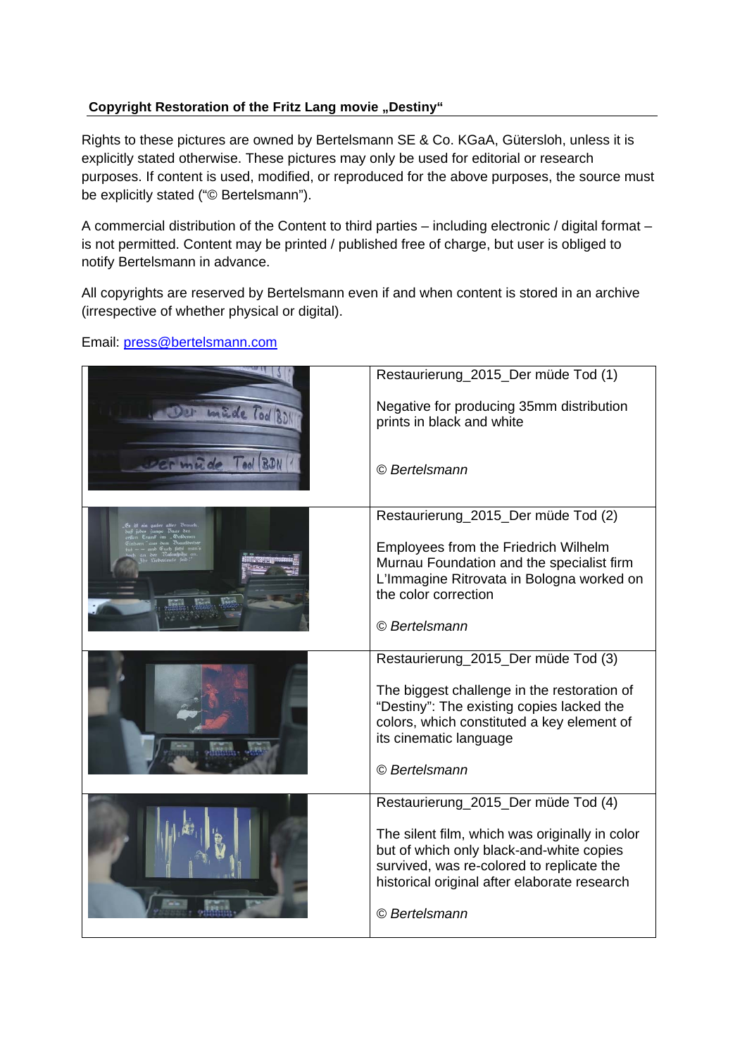**Copyright Restoration of the Fritz Lang movie „Destiny“**

Rights to these pictures are owned by Bertelsmann SE & Co. KGaA, Gütersloh, unless it is explicitly stated otherwise. These pictures may only be used for editorial or research purposes. If content is used, modified, or reproduced for the above purposes, the source must be explicitly stated (“© Bertelsmann”).

A commercial distribution of the Content to third parties – including electronic / digital format – is not permitted. Content may be printed / published free of charge, but user is obliged to notify Bertelsmann in advance.

All copyrights are reserved by Bertelsmann even if and when content is stored in an archive (irrespective of whether physical or digital).

Email: press@bertelsmann.com

| | |
|---|---|
| | Restaurierung_2015_Der müde Tod (1)<br><br>Negative for producing 35mm distribution prints in black and white<br><br>*© Bertelsmann* |
| | Restaurierung_2015_Der müde Tod (2)<br><br>Employees from the Friedrich Wilhelm Murnau Foundation and the specialist firm L'Immagine Ritrovata in Bologna worked on the color correction<br><br>*© Bertelsmann* |
| | Restaurierung_2015_Der müde Tod (3)<br><br>The biggest challenge in the restoration of “Destiny”: The existing copies lacked the colors, which constituted a key element of its cinematic language<br><br>*© Bertelsmann* |
| | Restaurierung_2015_Der müde Tod (4)<br><br>The silent film, which was originally in color but of which only black-and-white copies survived, was re-colored to replicate the historical original after elaborate research<br><br>*© Bertelsmann* |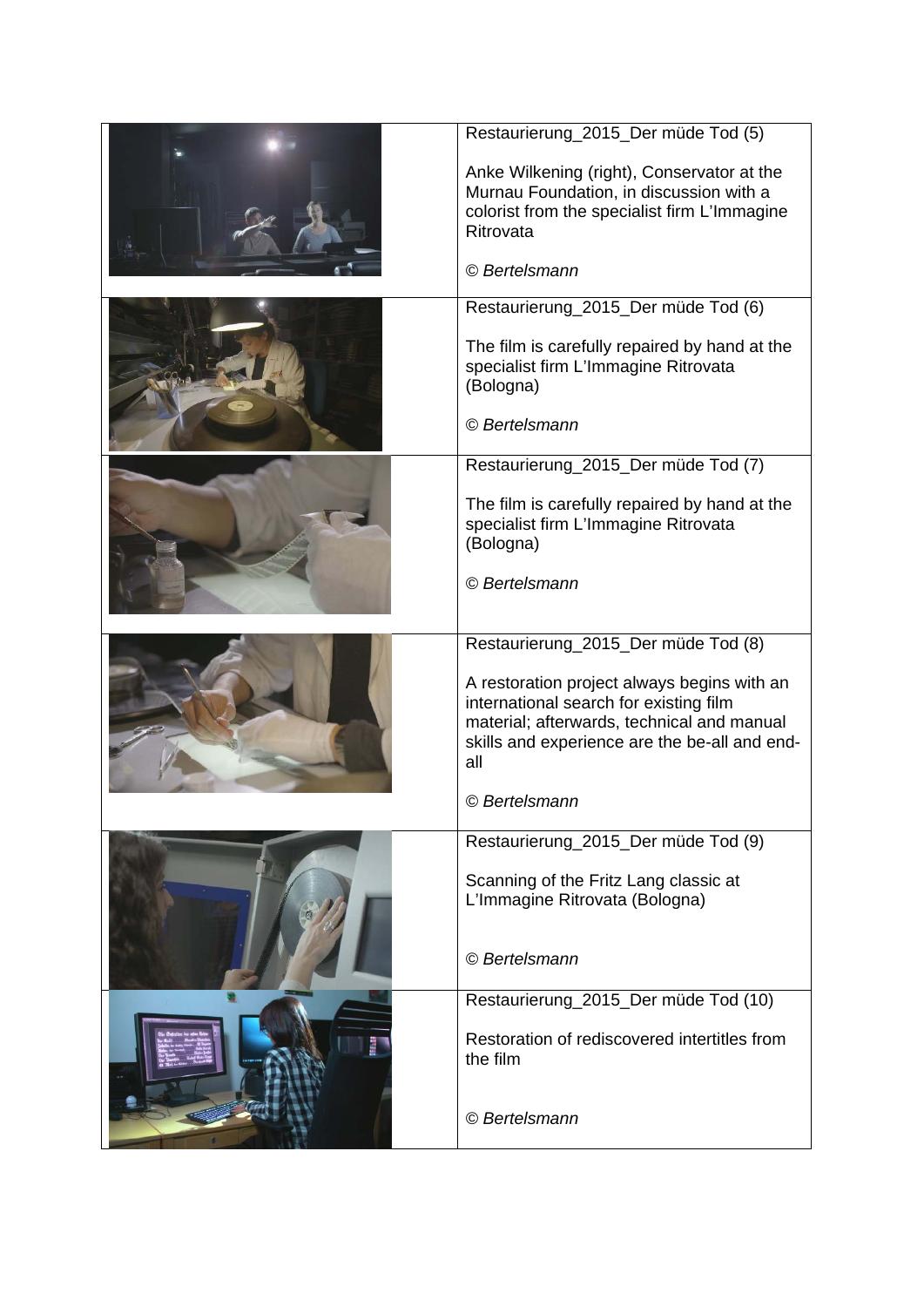Restaurierung_2015_Der müde Tod (5)

Anke Wilkening (right), Conservator at the Murnau Foundation, in discussion with a colorist from the specialist firm L'Immagine Ritrovata

*© Bertelsmann*

Restaurierung_2015_Der müde Tod (6)

The film is carefully repaired by hand at the specialist firm L'Immagine Ritrovata (Bologna)

*© Bertelsmann*

Restaurierung_2015_Der müde Tod (7)

The film is carefully repaired by hand at the specialist firm L'Immagine Ritrovata (Bologna)

*© Bertelsmann*

Restaurierung_2015_Der müde Tod (8)

A restoration project always begins with an international search for existing film material; afterwards, technical and manual skills and experience are the be-all and end-all

*© Bertelsmann*

Restaurierung_2015_Der müde Tod (9)

Scanning of the Fritz Lang classic at L'Immagine Ritrovata (Bologna)

*© Bertelsmann*

Restaurierung_2015_Der müde Tod (10)

Restoration of rediscovered intertitles from the film

*© Bertelsmann*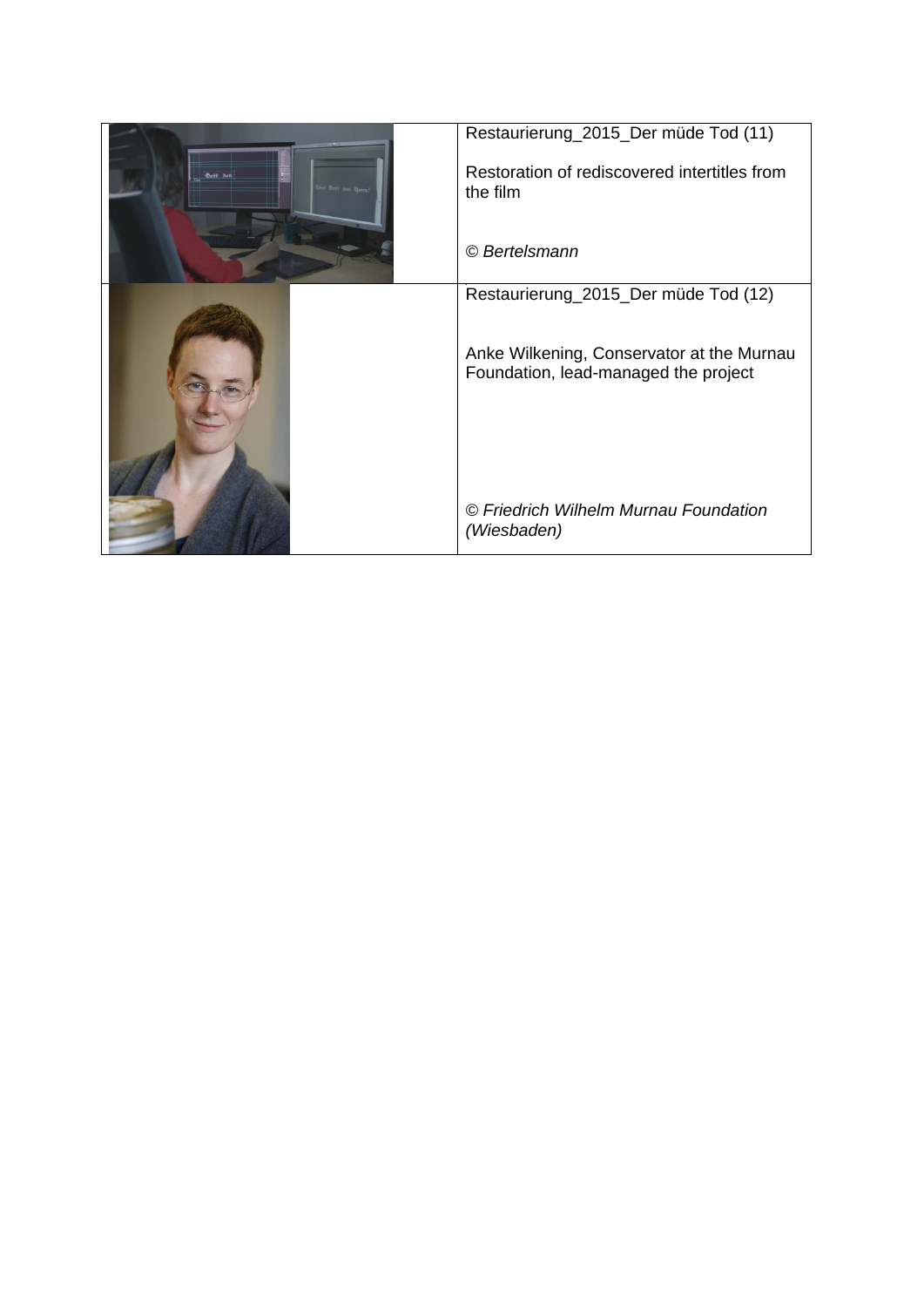| | |
|---|---|
| | Restaurierung_2015_Der müde Tod (11)<br><br>Restoration of rediscovered intertitles from the film<br><br>*© Bertelsmann* |
| | Restaurierung_2015_Der müde Tod (12)<br><br>Anke Wilkening, Conservator at the Murnau Foundation, lead-managed the project<br><br>*© Friedrich Wilhelm Murnau Foundation (Wiesbaden)* |